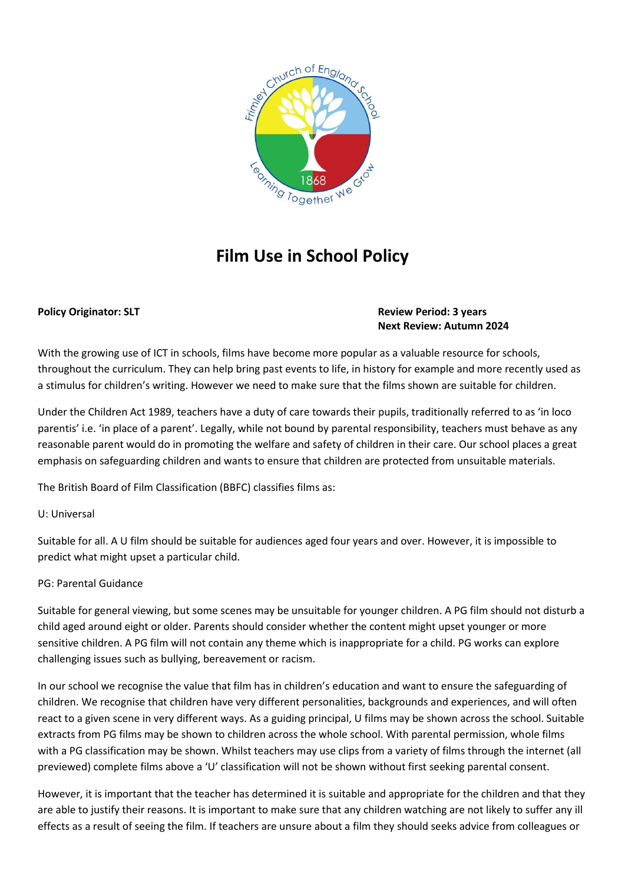# Film Use in School Policy

**Policy Originator: SLT**

**Review Period: 3 years**
**Next Review: Autumn 2024**

With the growing use of ICT in schools, films have become more popular as a valuable resource for schools, throughout the curriculum. They can help bring past events to life, in history for example and more recently used as a stimulus for children's writing. However we need to make sure that the films shown are suitable for children.

Under the Children Act 1989, teachers have a duty of care towards their pupils, traditionally referred to as 'in loco parentis' i.e. 'in place of a parent'. Legally, while not bound by parental responsibility, teachers must behave as any reasonable parent would do in promoting the welfare and safety of children in their care. Our school places a great emphasis on safeguarding children and wants to ensure that children are protected from unsuitable materials.

The British Board of Film Classification (BBFC) classifies films as:

U: Universal

Suitable for all. A U film should be suitable for audiences aged four years and over. However, it is impossible to predict what might upset a particular child.

PG: Parental Guidance

Suitable for general viewing, but some scenes may be unsuitable for younger children. A PG film should not disturb a child aged around eight or older. Parents should consider whether the content might upset younger or more sensitive children. A PG film will not contain any theme which is inappropriate for a child. PG works can explore challenging issues such as bullying, bereavement or racism.

In our school we recognise the value that film has in children's education and want to ensure the safeguarding of children. We recognise that children have very different personalities, backgrounds and experiences, and will often react to a given scene in very different ways. As a guiding principal, U films may be shown across the school. Suitable extracts from PG films may be shown to children across the whole school. With parental permission, whole films with a PG classification may be shown. Whilst teachers may use clips from a variety of films through the internet (all previewed) complete films above a 'U' classification will not be shown without first seeking parental consent.

However, it is important that the teacher has determined it is suitable and appropriate for the children and that they are able to justify their reasons. It is important to make sure that any children watching are not likely to suffer any ill effects as a result of seeing the film. If teachers are unsure about a film they should seeks advice from colleagues or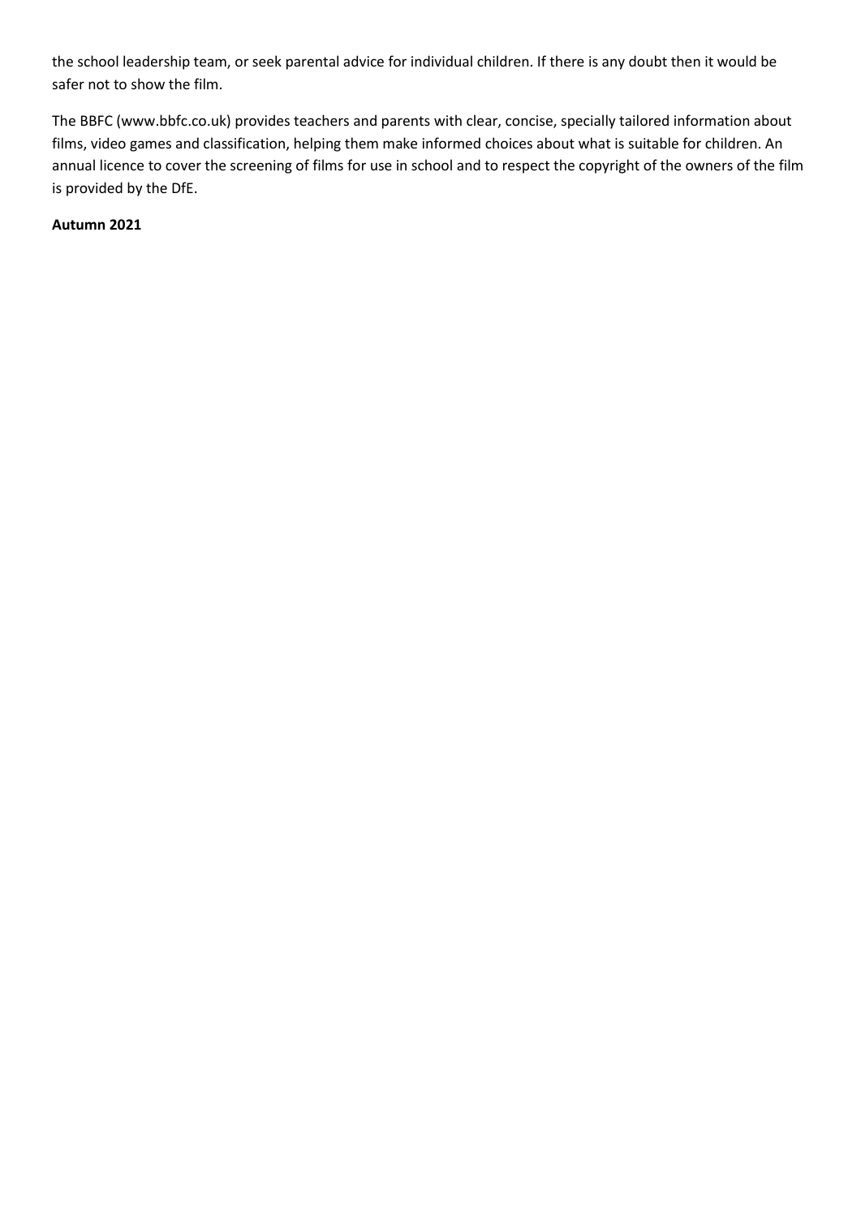the school leadership team, or seek parental advice for individual children. If there is any doubt then it would be safer not to show the film.

The BBFC (www.bbfc.co.uk) provides teachers and parents with clear, concise, specially tailored information about films, video games and classification, helping them make informed choices about what is suitable for children. An annual licence to cover the screening of films for use in school and to respect the copyright of the owners of the film is provided by the DfE.

**Autumn 2021**